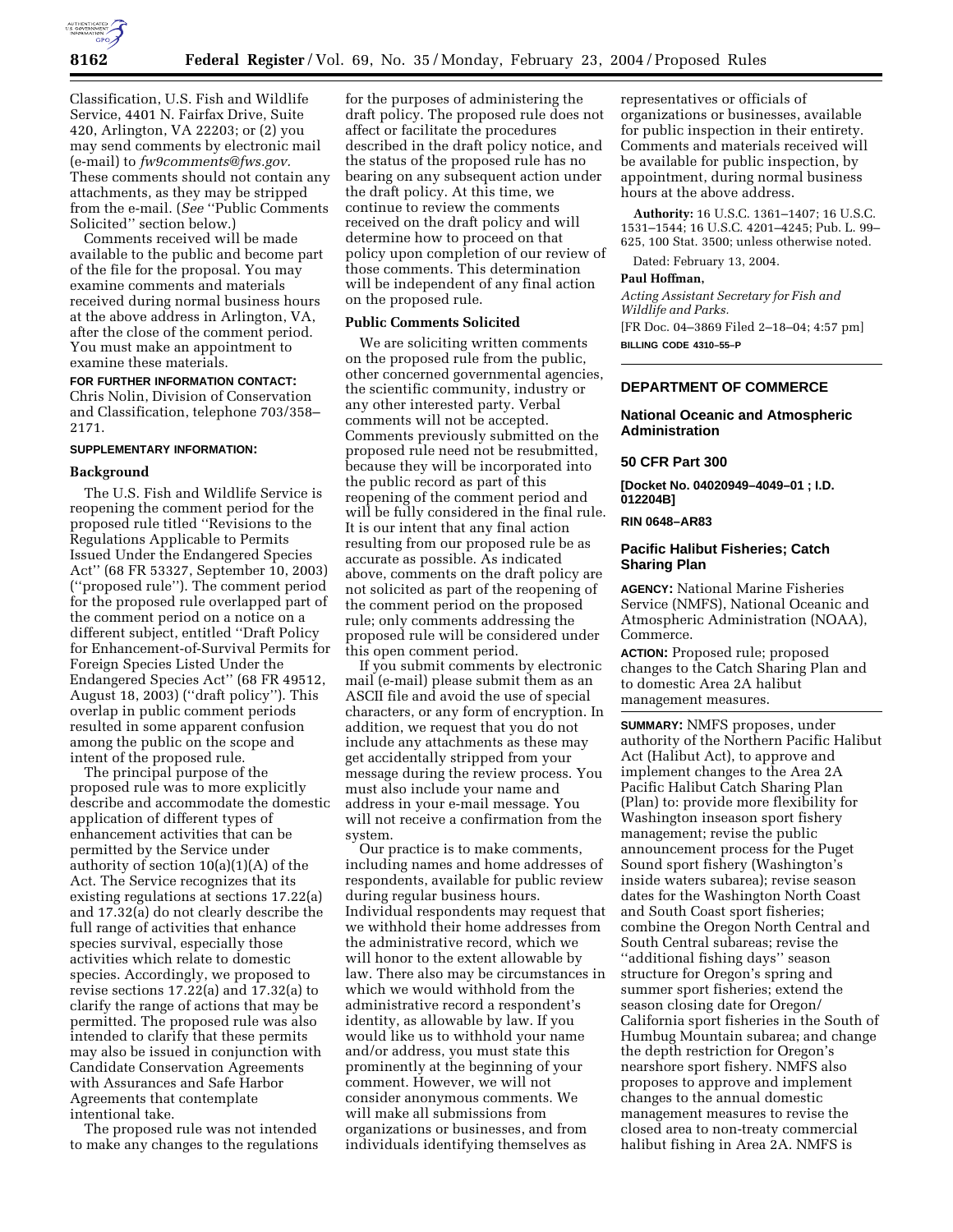Classification, U.S. Fish and Wildlife Service, 4401 N. Fairfax Drive, Suite 420, Arlington, VA 22203; or (2) you may send comments by electronic mail (e-mail) to *fw9comments@fws.gov.* These comments should not contain any attachments, as they may be stripped from the e-mail. (*See* ''Public Comments Solicited'' section below.)

Comments received will be made available to the public and become part of the file for the proposal. You may examine comments and materials received during normal business hours at the above address in Arlington, VA, after the close of the comment period. You must make an appointment to examine these materials.

**FOR FURTHER INFORMATION CONTACT:** Chris Nolin, Division of Conservation and Classification, telephone 703/358–2171.

**SUPPLEMENTARY INFORMATION:**

**Background**

The U.S. Fish and Wildlife Service is reopening the comment period for the proposed rule titled ''Revisions to the Regulations Applicable to Permits Issued Under the Endangered Species Act'' (68 FR 53327, September 10, 2003) (''proposed rule''). The comment period for the proposed rule overlapped part of the comment period on a notice on a different subject, entitled ''Draft Policy for Enhancement-of-Survival Permits for Foreign Species Listed Under the Endangered Species Act'' (68 FR 49512, August 18, 2003) (''draft policy''). This overlap in public comment periods resulted in some apparent confusion among the public on the scope and intent of the proposed rule.

The principal purpose of the proposed rule was to more explicitly describe and accommodate the domestic application of different types of enhancement activities that can be permitted by the Service under authority of section 10(a)(1)(A) of the Act. The Service recognizes that its existing regulations at sections 17.22(a) and 17.32(a) do not clearly describe the full range of activities that enhance species survival, especially those activities which relate to domestic species. Accordingly, we proposed to revise sections 17.22(a) and 17.32(a) to clarify the range of actions that may be permitted. The proposed rule was also intended to clarify that these permits may also be issued in conjunction with Candidate Conservation Agreements with Assurances and Safe Harbor Agreements that contemplate intentional take.

The proposed rule was not intended to make any changes to the regulations for the purposes of administering the draft policy. The proposed rule does not affect or facilitate the procedures described in the draft policy notice, and the status of the proposed rule has no bearing on any subsequent action under the draft policy. At this time, we continue to review the comments received on the draft policy and will determine how to proceed on that policy upon completion of our review of those comments. This determination will be independent of any final action on the proposed rule.

**Public Comments Solicited**

We are soliciting written comments on the proposed rule from the public, other concerned governmental agencies, the scientific community, industry or any other interested party. Verbal comments will not be accepted. Comments previously submitted on the proposed rule need not be resubmitted, because they will be incorporated into the public record as part of this reopening of the comment period and will be fully considered in the final rule. It is our intent that any final action resulting from our proposed rule be as accurate as possible. As indicated above, comments on the draft policy are not solicited as part of the reopening of the comment period on the proposed rule; only comments addressing the proposed rule will be considered under this open comment period.

If you submit comments by electronic mail (e-mail) please submit them as an ASCII file and avoid the use of special characters, or any form of encryption. In addition, we request that you do not include any attachments as these may get accidentally stripped from your message during the review process. You must also include your name and address in your e-mail message. You will not receive a confirmation from the system.

Our practice is to make comments, including names and home addresses of respondents, available for public review during regular business hours. Individual respondents may request that we withhold their home addresses from the administrative record, which we will honor to the extent allowable by law. There also may be circumstances in which we would withhold from the administrative record a respondent's identity, as allowable by law. If you would like us to withhold your name and/or address, you must state this prominently at the beginning of your comment. However, we will not consider anonymous comments. We will make all submissions from organizations or businesses, and from individuals identifying themselves as representatives or officials of organizations or businesses, available for public inspection in their entirety. Comments and materials received will be available for public inspection, by appointment, during normal business hours at the above address.

**Authority:** 16 U.S.C. 1361–1407; 16 U.S.C. 1531–1544; 16 U.S.C. 4201–4245; Pub. L. 99–625, 100 Stat. 3500; unless otherwise noted.

Dated: February 13, 2004.

**Paul Hoffman,**

*Acting Assistant Secretary for Fish and Wildlife and Parks.*

[FR Doc. 04–3869 Filed 2–18–04; 4:57 pm]

**BILLING CODE 4310–55–P**

---

## DEPARTMENT OF COMMERCE

## National Oceanic and Atmospheric Administration

## 50 CFR Part 300

**[Docket No. 04020949–4049–01 ; I.D. 012204B]**

**RIN 0648–AR83**

## Pacific Halibut Fisheries; Catch Sharing Plan

**AGENCY:** National Marine Fisheries Service (NMFS), National Oceanic and Atmospheric Administration (NOAA), Commerce.

**ACTION:** Proposed rule; proposed changes to the Catch Sharing Plan and to domestic Area 2A halibut management measures.

**SUMMARY:** NMFS proposes, under authority of the Northern Pacific Halibut Act (Halibut Act), to approve and implement changes to the Area 2A Pacific Halibut Catch Sharing Plan (Plan) to: provide more flexibility for Washington inseason sport fishery management; revise the public announcement process for the Puget Sound sport fishery (Washington's inside waters subarea); revise season dates for the Washington North Coast and South Coast sport fisheries; combine the Oregon North Central and South Central subareas; revise the ''additional fishing days'' season structure for Oregon's spring and summer sport fisheries; extend the season closing date for Oregon/California sport fisheries in the South of Humbug Mountain subarea; and change the depth restriction for Oregon's nearshore sport fishery. NMFS also proposes to approve and implement changes to the annual domestic management measures to revise the closed area to non-treaty commercial halibut fishing in Area 2A. NMFS is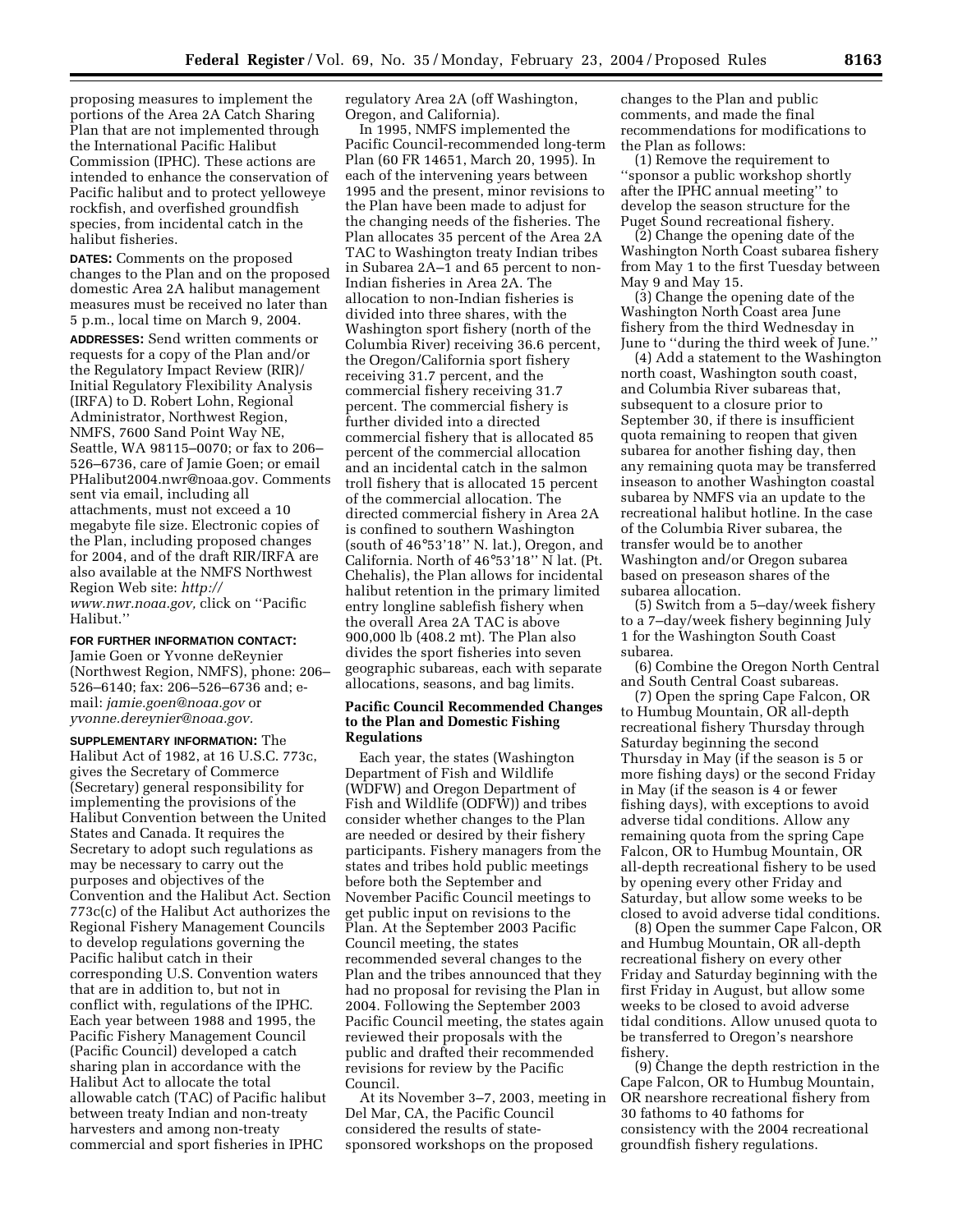proposing measures to implement the portions of the Area 2A Catch Sharing Plan that are not implemented through the International Pacific Halibut Commission (IPHC). These actions are intended to enhance the conservation of Pacific halibut and to protect yelloweye rockfish, and overfished groundfish species, from incidental catch in the halibut fisheries.

**DATES:** Comments on the proposed changes to the Plan and on the proposed domestic Area 2A halibut management measures must be received no later than 5 p.m., local time on March 9, 2004.

**ADDRESSES:** Send written comments or requests for a copy of the Plan and/or the Regulatory Impact Review (RIR)/Initial Regulatory Flexibility Analysis (IRFA) to D. Robert Lohn, Regional Administrator, Northwest Region, NMFS, 7600 Sand Point Way NE, Seattle, WA 98115–0070; or fax to 206–526–6736, care of Jamie Goen; or email PHalibut2004.nwr@noaa.gov. Comments sent via email, including all attachments, must not exceed a 10 megabyte file size. Electronic copies of the Plan, including proposed changes for 2004, and of the draft RIR/IRFA are also available at the NMFS Northwest Region Web site: *http://www.nwr.noaa.gov,* click on ''Pacific Halibut.''

**FOR FURTHER INFORMATION CONTACT:** Jamie Goen or Yvonne deReynier (Northwest Region, NMFS), phone: 206–526–6140; fax: 206–526–6736 and; e-mail: *jamie.goen@noaa.gov* or *yvonne.dereynier@noaa.gov.*

**SUPPLEMENTARY INFORMATION:** The Halibut Act of 1982, at 16 U.S.C. 773c, gives the Secretary of Commerce (Secretary) general responsibility for implementing the provisions of the Halibut Convention between the United States and Canada. It requires the Secretary to adopt such regulations as may be necessary to carry out the purposes and objectives of the Convention and the Halibut Act. Section 773c(c) of the Halibut Act authorizes the Regional Fishery Management Councils to develop regulations governing the Pacific halibut catch in their corresponding U.S. Convention waters that are in addition to, but not in conflict with, regulations of the IPHC. Each year between 1988 and 1995, the Pacific Fishery Management Council (Pacific Council) developed a catch sharing plan in accordance with the Halibut Act to allocate the total allowable catch (TAC) of Pacific halibut between treaty Indian and non-treaty harvesters and among non-treaty commercial and sport fisheries in IPHC regulatory Area 2A (off Washington, Oregon, and California).

In 1995, NMFS implemented the Pacific Council-recommended long-term Plan (60 FR 14651, March 20, 1995). In each of the intervening years between 1995 and the present, minor revisions to the Plan have been made to adjust for the changing needs of the fisheries. The Plan allocates 35 percent of the Area 2A TAC to Washington treaty Indian tribes in Subarea 2A–1 and 65 percent to non-Indian fisheries in Area 2A. The allocation to non-Indian fisheries is divided into three shares, with the Washington sport fishery (north of the Columbia River) receiving 36.6 percent, the Oregon/California sport fishery receiving 31.7 percent, and the commercial fishery receiving 31.7 percent. The commercial fishery is further divided into a directed commercial fishery that is allocated 85 percent of the commercial allocation and an incidental catch in the salmon troll fishery that is allocated 15 percent of the commercial allocation. The directed commercial fishery in Area 2A is confined to southern Washington (south of 46°53'18'' N. lat.), Oregon, and California. North of 46°53'18'' N lat. (Pt. Chehalis), the Plan allows for incidental halibut retention in the primary limited entry longline sablefish fishery when the overall Area 2A TAC is above 900,000 lb (408.2 mt). The Plan also divides the sport fisheries into seven geographic subareas, each with separate allocations, seasons, and bag limits.

## Pacific Council Recommended Changes to the Plan and Domestic Fishing Regulations

Each year, the states (Washington Department of Fish and Wildlife (WDFW) and Oregon Department of Fish and Wildlife (ODFW)) and tribes consider whether changes to the Plan are needed or desired by their fishery participants. Fishery managers from the states and tribes hold public meetings before both the September and November Pacific Council meetings to get public input on revisions to the Plan. At the September 2003 Pacific Council meeting, the states recommended several changes to the Plan and the tribes announced that they had no proposal for revising the Plan in 2004. Following the September 2003 Pacific Council meeting, the states again reviewed their proposals with the public and drafted their recommended revisions for review by the Pacific Council.

At its November 3–7, 2003, meeting in Del Mar, CA, the Pacific Council considered the results of state-sponsored workshops on the proposed changes to the Plan and public comments, and made the final recommendations for modifications to the Plan as follows:

(1) Remove the requirement to ''sponsor a public workshop shortly after the IPHC annual meeting'' to develop the season structure for the Puget Sound recreational fishery.

(2) Change the opening date of the Washington North Coast subarea fishery from May 1 to the first Tuesday between May 9 and May 15.

(3) Change the opening date of the Washington North Coast area June fishery from the third Wednesday in June to ''during the third week of June.''

(4) Add a statement to the Washington north coast, Washington south coast, and Columbia River subareas that, subsequent to a closure prior to September 30, if there is insufficient quota remaining to reopen that given subarea for another fishing day, then any remaining quota may be transferred inseason to another Washington coastal subarea by NMFS via an update to the recreational halibut hotline. In the case of the Columbia River subarea, the transfer would be to another Washington and/or Oregon subarea based on preseason shares of the subarea allocation.

(5) Switch from a 5–day/week fishery to a 7–day/week fishery beginning July 1 for the Washington South Coast subarea.

(6) Combine the Oregon North Central and South Central Coast subareas.

(7) Open the spring Cape Falcon, OR to Humbug Mountain, OR all-depth recreational fishery Thursday through Saturday beginning the second Thursday in May (if the season is 5 or more fishing days) or the second Friday in May (if the season is 4 or fewer fishing days), with exceptions to avoid adverse tidal conditions. Allow any remaining quota from the spring Cape Falcon, OR to Humbug Mountain, OR all-depth recreational fishery to be used by opening every other Friday and Saturday, but allow some weeks to be closed to avoid adverse tidal conditions.

(8) Open the summer Cape Falcon, OR and Humbug Mountain, OR all-depth recreational fishery on every other Friday and Saturday beginning with the first Friday in August, but allow some weeks to be closed to avoid adverse tidal conditions. Allow unused quota to be transferred to Oregon's nearshore fishery.

(9) Change the depth restriction in the Cape Falcon, OR to Humbug Mountain, OR nearshore recreational fishery from 30 fathoms to 40 fathoms for consistency with the 2004 recreational groundfish fishery regulations.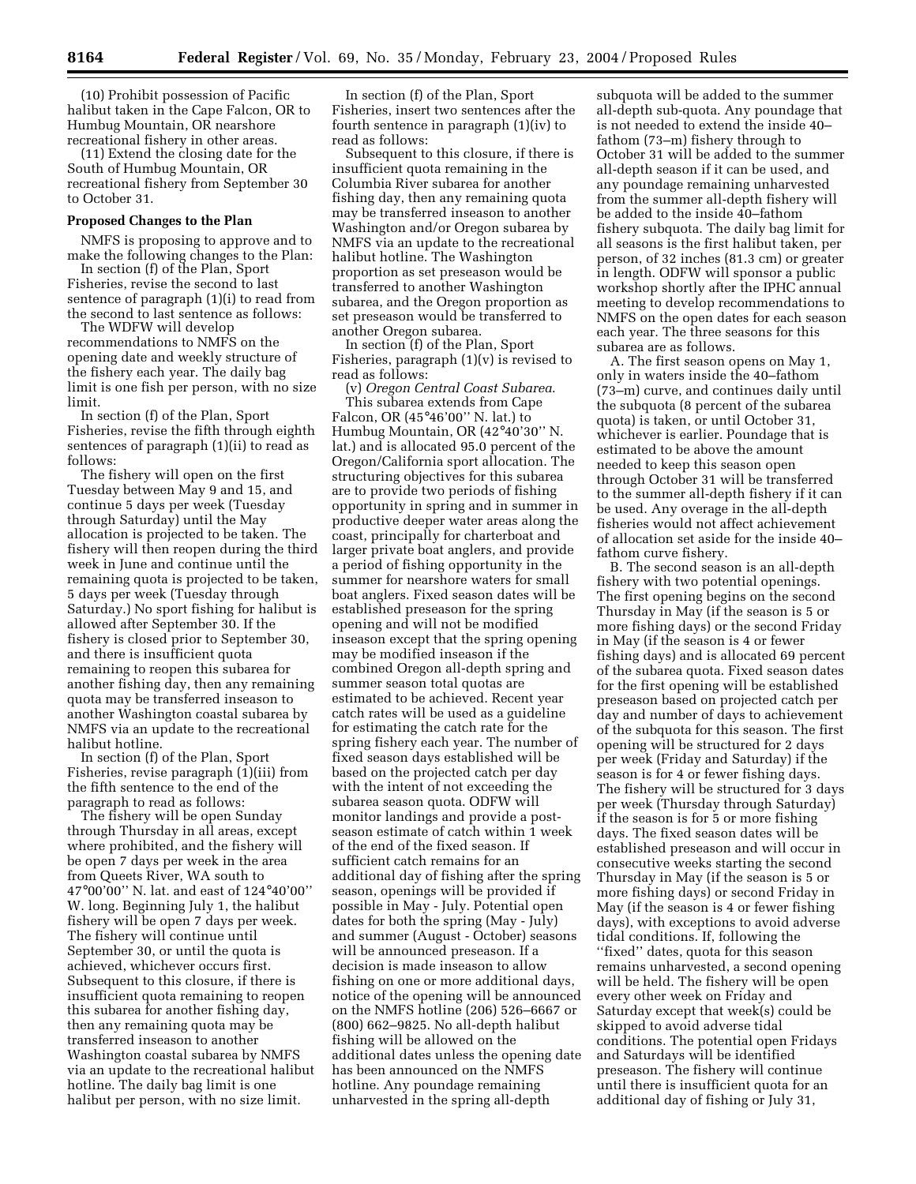(10) Prohibit possession of Pacific halibut taken in the Cape Falcon, OR to Humbug Mountain, OR nearshore recreational fishery in other areas.

(11) Extend the closing date for the South of Humbug Mountain, OR recreational fishery from September 30 to October 31.

## Proposed Changes to the Plan

NMFS is proposing to approve and to make the following changes to the Plan:

In section (f) of the Plan, Sport Fisheries, revise the second to last sentence of paragraph (1)(i) to read from the second to last sentence as follows:

The WDFW will develop recommendations to NMFS on the opening date and weekly structure of the fishery each year. The daily bag limit is one fish per person, with no size limit.

In section (f) of the Plan, Sport Fisheries, revise the fifth through eighth sentences of paragraph (1)(ii) to read as follows:

The fishery will open on the first Tuesday between May 9 and 15, and continue 5 days per week (Tuesday through Saturday) until the May allocation is projected to be taken. The fishery will then reopen during the third week in June and continue until the remaining quota is projected to be taken, 5 days per week (Tuesday through Saturday.) No sport fishing for halibut is allowed after September 30. If the fishery is closed prior to September 30, and there is insufficient quota remaining to reopen this subarea for another fishing day, then any remaining quota may be transferred inseason to another Washington coastal subarea by NMFS via an update to the recreational halibut hotline.

In section (f) of the Plan, Sport Fisheries, revise paragraph (1)(iii) from the fifth sentence to the end of the paragraph to read as follows:

The fishery will be open Sunday through Thursday in all areas, except where prohibited, and the fishery will be open 7 days per week in the area from Queets River, WA south to 47°00'00'' N. lat. and east of 124°40'00'' W. long. Beginning July 1, the halibut fishery will be open 7 days per week. The fishery will continue until September 30, or until the quota is achieved, whichever occurs first. Subsequent to this closure, if there is insufficient quota remaining to reopen this subarea for another fishing day, then any remaining quota may be transferred inseason to another Washington coastal subarea by NMFS via an update to the recreational halibut hotline. The daily bag limit is one halibut per person, with no size limit.

In section (f) of the Plan, Sport Fisheries, insert two sentences after the fourth sentence in paragraph (1)(iv) to read as follows:

Subsequent to this closure, if there is insufficient quota remaining in the Columbia River subarea for another fishing day, then any remaining quota may be transferred inseason to another Washington and/or Oregon subarea by NMFS via an update to the recreational halibut hotline. The Washington proportion as set preseason would be transferred to another Washington subarea, and the Oregon proportion as set preseason would be transferred to another Oregon subarea.

In section (f) of the Plan, Sport Fisheries, paragraph (1)(v) is revised to read as follows:

(v) *Oregon Central Coast Subarea*. This subarea extends from Cape Falcon, OR (45°46'00'' N. lat.) to Humbug Mountain, OR (42°40'30'' N. lat.) and is allocated 95.0 percent of the Oregon/California sport allocation. The structuring objectives for this subarea are to provide two periods of fishing opportunity in spring and in summer in productive deeper water areas along the coast, principally for charterboat and larger private boat anglers, and provide a period of fishing opportunity in the summer for nearshore waters for small boat anglers. Fixed season dates will be established preseason for the spring opening and will not be modified inseason except that the spring opening may be modified inseason if the combined Oregon all-depth spring and summer season total quotas are estimated to be achieved. Recent year catch rates will be used as a guideline for estimating the catch rate for the spring fishery each year. The number of fixed season days established will be based on the projected catch per day with the intent of not exceeding the subarea season quota. ODFW will monitor landings and provide a post-season estimate of catch within 1 week of the end of the fixed season. If sufficient catch remains for an additional day of fishing after the spring season, openings will be provided if possible in May - July. Potential open dates for both the spring (May - July) and summer (August - October) seasons will be announced preseason. If a decision is made inseason to allow fishing on one or more additional days, notice of the opening will be announced on the NMFS hotline (206) 526–6667 or (800) 662–9825. No all-depth halibut fishing will be allowed on the additional dates unless the opening date has been announced on the NMFS hotline. Any poundage remaining unharvested in the spring all-depth subquota will be added to the summer all-depth sub-quota. Any poundage that is not needed to extend the inside 40–fathom (73–m) fishery through to October 31 will be added to the summer all-depth season if it can be used, and any poundage remaining unharvested from the summer all-depth fishery will be added to the inside 40–fathom fishery subquota. The daily bag limit for all seasons is the first halibut taken, per person, of 32 inches (81.3 cm) or greater in length. ODFW will sponsor a public workshop shortly after the IPHC annual meeting to develop recommendations to NMFS on the open dates for each season each year. The three seasons for this subarea are as follows.

A. The first season opens on May 1, only in waters inside the 40–fathom (73–m) curve, and continues daily until the subquota (8 percent of the subarea quota) is taken, or until October 31, whichever is earlier. Poundage that is estimated to be above the amount needed to keep this season open through October 31 will be transferred to the summer all-depth fishery if it can be used. Any overage in the all-depth fisheries would not affect achievement of allocation set aside for the inside 40–fathom curve fishery.

B. The second season is an all-depth fishery with two potential openings. The first opening begins on the second Thursday in May (if the season is 5 or more fishing days) or the second Friday in May (if the season is 4 or fewer fishing days) and is allocated 69 percent of the subarea quota. Fixed season dates for the first opening will be established preseason based on projected catch per day and number of days to achievement of the subquota for this season. The first opening will be structured for 2 days per week (Friday and Saturday) if the season is for 4 or fewer fishing days. The fishery will be structured for 3 days per week (Thursday through Saturday) if the season is for 5 or more fishing days. The fixed season dates will be established preseason and will occur in consecutive weeks starting the second Thursday in May (if the season is 5 or more fishing days) or second Friday in May (if the season is 4 or fewer fishing days), with exceptions to avoid adverse tidal conditions. If, following the ''fixed'' dates, quota for this season remains unharvested, a second opening will be held. The fishery will be open every other week on Friday and Saturday except that week(s) could be skipped to avoid adverse tidal conditions. The potential open Fridays and Saturdays will be identified preseason. The fishery will continue until there is insufficient quota for an additional day of fishing or July 31,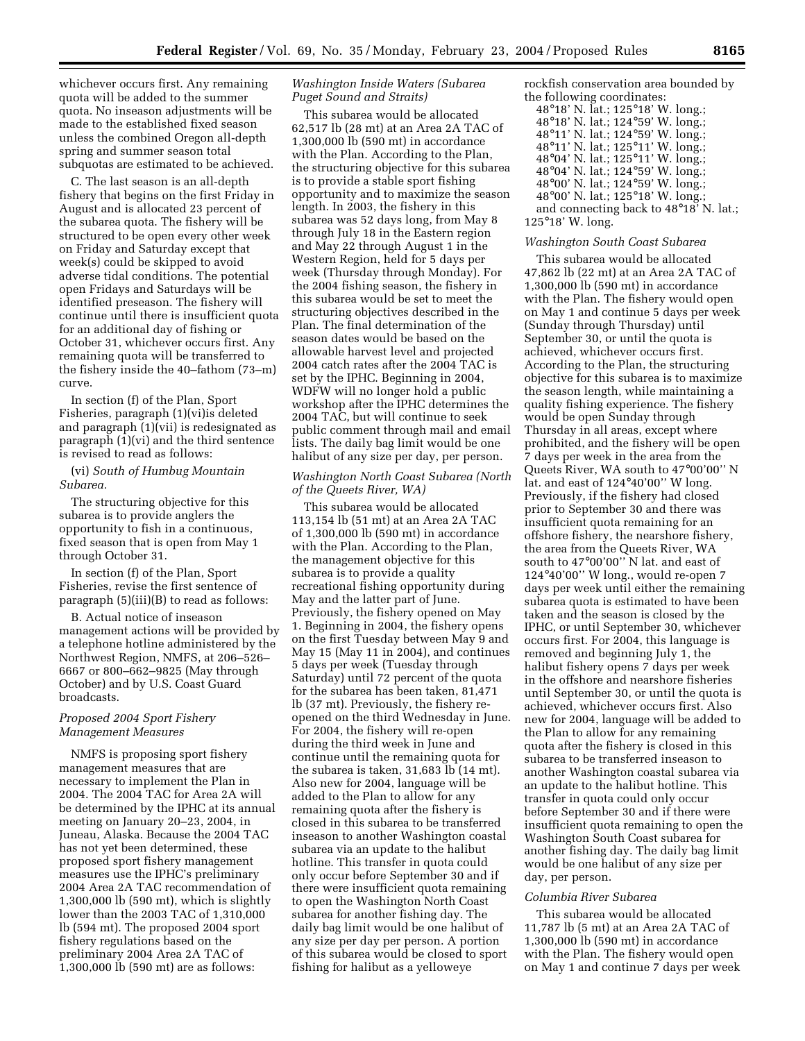whichever occurs first. Any remaining quota will be added to the summer quota. No inseason adjustments will be made to the established fixed season unless the combined Oregon all-depth spring and summer season total subquotas are estimated to be achieved.

C. The last season is an all-depth fishery that begins on the first Friday in August and is allocated 23 percent of the subarea quota. The fishery will be structured to be open every other week on Friday and Saturday except that week(s) could be skipped to avoid adverse tidal conditions. The potential open Fridays and Saturdays will be identified preseason. The fishery will continue until there is insufficient quota for an additional day of fishing or October 31, whichever occurs first. Any remaining quota will be transferred to the fishery inside the 40–fathom (73–m) curve.

In section (f) of the Plan, Sport Fisheries, paragraph (1)(vi)is deleted and paragraph (1)(vii) is redesignated as paragraph (1)(vi) and the third sentence is revised to read as follows:

(vi) *South of Humbug Mountain Subarea.*

The structuring objective for this subarea is to provide anglers the opportunity to fish in a continuous, fixed season that is open from May 1 through October 31.

In section (f) of the Plan, Sport Fisheries, revise the first sentence of paragraph (5)(iii)(B) to read as follows:

B. Actual notice of inseason management actions will be provided by a telephone hotline administered by the Northwest Region, NMFS, at 206–526–6667 or 800–662–9825 (May through October) and by U.S. Coast Guard broadcasts.

*Proposed 2004 Sport Fishery Management Measures*

NMFS is proposing sport fishery management measures that are necessary to implement the Plan in 2004. The 2004 TAC for Area 2A will be determined by the IPHC at its annual meeting on January 20–23, 2004, in Juneau, Alaska. Because the 2004 TAC has not yet been determined, these proposed sport fishery management measures use the IPHC's preliminary 2004 Area 2A TAC recommendation of 1,300,000 lb (590 mt), which is slightly lower than the 2003 TAC of 1,310,000 lb (594 mt). The proposed 2004 sport fishery regulations based on the preliminary 2004 Area 2A TAC of 1,300,000 lb (590 mt) are as follows:

*Washington Inside Waters (Subarea Puget Sound and Straits)*

This subarea would be allocated 62,517 lb (28 mt) at an Area 2A TAC of 1,300,000 lb (590 mt) in accordance with the Plan. According to the Plan, the structuring objective for this subarea is to provide a stable sport fishing opportunity and to maximize the season length. In 2003, the fishery in this subarea was 52 days long, from May 8 through July 18 in the Eastern region and May 22 through August 1 in the Western Region, held for 5 days per week (Thursday through Monday). For the 2004 fishing season, the fishery in this subarea would be set to meet the structuring objectives described in the Plan. The final determination of the season dates would be based on the allowable harvest level and projected 2004 catch rates after the 2004 TAC is set by the IPHC. Beginning in 2004, WDFW will no longer hold a public workshop after the IPHC determines the 2004 TAC, but will continue to seek public comment through mail and email lists. The daily bag limit would be one halibut of any size per day, per person.

*Washington North Coast Subarea (North of the Queets River, WA)*

This subarea would be allocated 113,154 lb (51 mt) at an Area 2A TAC of 1,300,000 lb (590 mt) in accordance with the Plan. According to the Plan, the management objective for this subarea is to provide a quality recreational fishing opportunity during May and the latter part of June. Previously, the fishery opened on May 1. Beginning in 2004, the fishery opens on the first Tuesday between May 9 and May 15 (May 11 in 2004), and continues 5 days per week (Tuesday through Saturday) until 72 percent of the quota for the subarea has been taken, 81,471 lb (37 mt). Previously, the fishery re-opened on the third Wednesday in June. For 2004, the fishery will re-open during the third week in June and continue until the remaining quota for the subarea is taken, 31,683 lb (14 mt). Also new for 2004, language will be added to the Plan to allow for any remaining quota after the fishery is closed in this subarea to be transferred inseason to another Washington coastal subarea via an update to the halibut hotline. This transfer in quota could only occur before September 30 and if there were insufficient quota remaining to open the Washington North Coast subarea for another fishing day. The daily bag limit would be one halibut of any size per day per person. A portion of this subarea would be closed to sport fishing for halibut as a yelloweye rockfish conservation area bounded by the following coordinates:

48°18' N. lat.; 125°18' W. long.;
48°18' N. lat.; 124°59' W. long.;
48°11' N. lat.; 124°59' W. long.;
48°11' N. lat.; 125°11' W. long.;
48°04' N. lat.; 125°11' W. long.;
48°04' N. lat.; 124°59' W. long.;
48°00' N. lat.; 124°59' W. long.;
48°00' N. lat.; 125°18' W. long.;
and connecting back to 48°18' N. lat.; 125°18' W. long.

*Washington South Coast Subarea*

This subarea would be allocated 47,862 lb (22 mt) at an Area 2A TAC of 1,300,000 lb (590 mt) in accordance with the Plan. The fishery would open on May 1 and continue 5 days per week (Sunday through Thursday) until September 30, or until the quota is achieved, whichever occurs first. According to the Plan, the structuring objective for this subarea is to maximize the season length, while maintaining a quality fishing experience. The fishery would be open Sunday through Thursday in all areas, except where prohibited, and the fishery will be open 7 days per week in the area from the Queets River, WA south to 47°00'00'' N lat. and east of 124°40'00'' W long. Previously, if the fishery had closed prior to September 30 and there was insufficient quota remaining for an offshore fishery, the nearshore fishery, the area from the Queets River, WA south to 47°00'00'' N lat. and east of 124°40'00'' W long., would re-open 7 days per week until either the remaining subarea quota is estimated to have been taken and the season is closed by the IPHC, or until September 30, whichever occurs first. For 2004, this language is removed and beginning July 1, the halibut fishery opens 7 days per week in the offshore and nearshore fisheries until September 30, or until the quota is achieved, whichever occurs first. Also new for 2004, language will be added to the Plan to allow for any remaining quota after the fishery is closed in this subarea to be transferred inseason to another Washington coastal subarea via an update to the halibut hotline. This transfer in quota could only occur before September 30 and if there were insufficient quota remaining to open the Washington South Coast subarea for another fishing day. The daily bag limit would be one halibut of any size per day, per person.

*Columbia River Subarea*

This subarea would be allocated 11,787 lb (5 mt) at an Area 2A TAC of 1,300,000 lb (590 mt) in accordance with the Plan. The fishery would open on May 1 and continue 7 days per week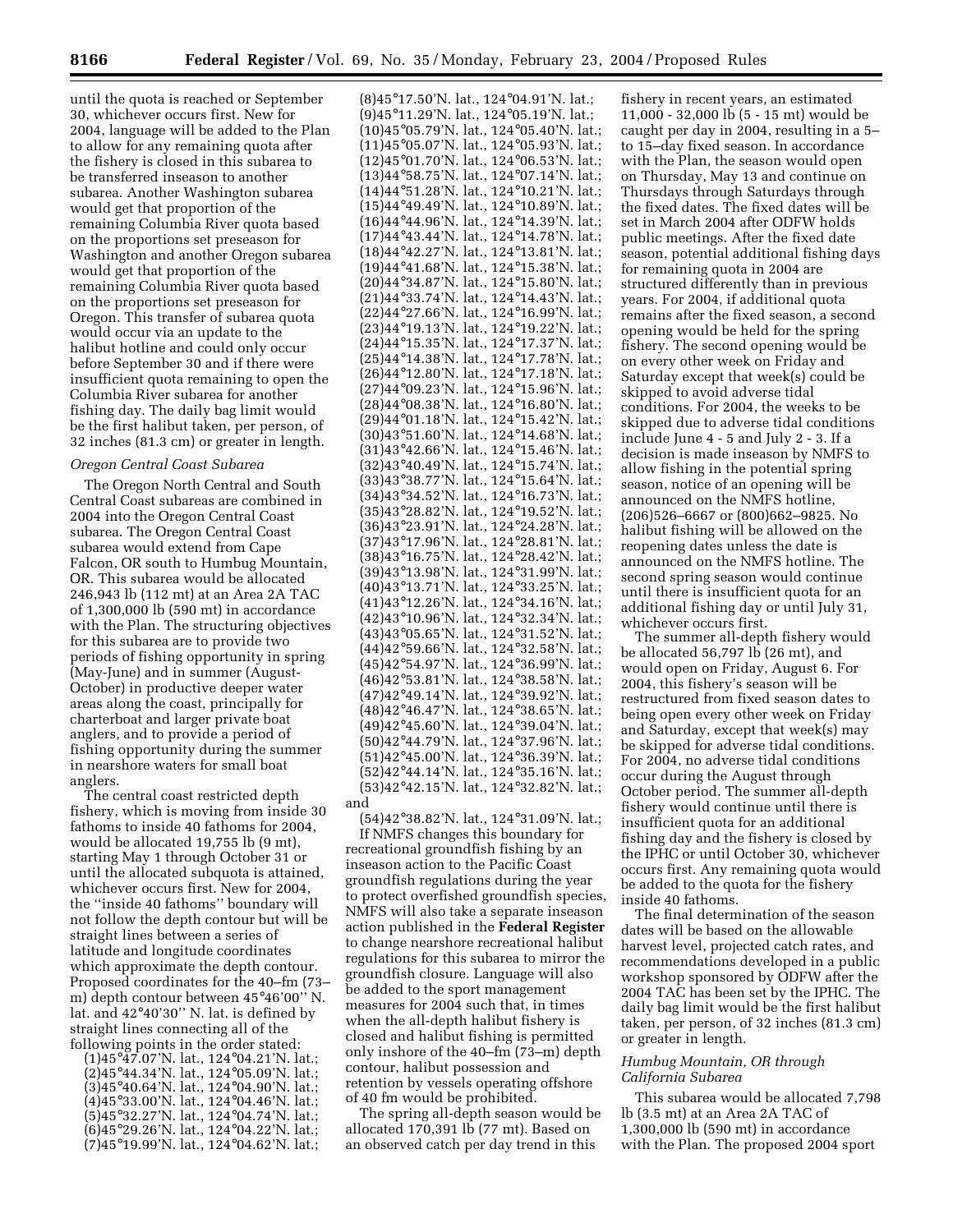until the quota is reached or September 30, whichever occurs first. New for 2004, language will be added to the Plan to allow for any remaining quota after the fishery is closed in this subarea to be transferred inseason to another subarea. Another Washington subarea would get that proportion of the remaining Columbia River quota based on the proportions set preseason for Washington and another Oregon subarea would get that proportion of the remaining Columbia River quota based on the proportions set preseason for Oregon. This transfer of subarea quota would occur via an update to the halibut hotline and could only occur before September 30 and if there were insufficient quota remaining to open the Columbia River subarea for another fishing day. The daily bag limit would be the first halibut taken, per person, of 32 inches (81.3 cm) or greater in length.

*Oregon Central Coast Subarea*

The Oregon North Central and South Central Coast subareas are combined in 2004 into the Oregon Central Coast subarea. The Oregon Central Coast subarea would extend from Cape Falcon, OR south to Humbug Mountain, OR. This subarea would be allocated 246,943 lb (112 mt) at an Area 2A TAC of 1,300,000 lb (590 mt) in accordance with the Plan. The structuring objectives for this subarea are to provide two periods of fishing opportunity in spring (May-June) and in summer (August-October) in productive deeper water areas along the coast, principally for charterboat and larger private boat anglers, and to provide a period of fishing opportunity during the summer in nearshore waters for small boat anglers.

The central coast restricted depth fishery, which is moving from inside 30 fathoms to inside 40 fathoms for 2004, would be allocated 19,755 lb (9 mt), starting May 1 through October 31 or until the allocated subquota is attained, whichever occurs first. New for 2004, the ''inside 40 fathoms'' boundary will not follow the depth contour but will be straight lines between a series of latitude and longitude coordinates which approximate the depth contour. Proposed coordinates for the 40–fm (73–m) depth contour between 45°46'00'' N. lat. and 42°40'30'' N. lat. is defined by straight lines connecting all of the following points in the order stated:

(1)45°47.07'N. lat., 124°04.21'N. lat.;
(2)45°44.34'N. lat., 124°05.09'N. lat.;
(3)45°40.64'N. lat., 124°04.90'N. lat.;
(4)45°33.00'N. lat., 124°04.46'N. lat.;
(5)45°32.27'N. lat., 124°04.74'N. lat.;
(6)45°29.26'N. lat., 124°04.22'N. lat.;
(7)45°19.99'N. lat., 124°04.62'N. lat.;
(8)45°17.50'N. lat., 124°04.91'N. lat.;
(9)45°11.29'N. lat., 124°05.19'N. lat.;
(10)45°05.79'N. lat., 124°05.40'N. lat.;
(11)45°05.07'N. lat., 124°05.93'N. lat.;
(12)45°01.70'N. lat., 124°06.53'N. lat.;
(13)44°58.75'N. lat., 124°07.14'N. lat.;
(14)44°51.28'N. lat., 124°10.21'N. lat.;
(15)44°49.49'N. lat., 124°10.89'N. lat.;
(16)44°44.96'N. lat., 124°14.39'N. lat.;
(17)44°43.44'N. lat., 124°14.78'N. lat.;
(18)44°42.27'N. lat., 124°13.81'N. lat.;
(19)44°41.68'N. lat., 124°15.38'N. lat.;
(20)44°34.87'N. lat., 124°15.80'N. lat.;
(21)44°33.74'N. lat., 124°14.43'N. lat.;
(22)44°27.66'N. lat., 124°16.99'N. lat.;
(23)44°19.13'N. lat., 124°19.22'N. lat.;
(24)44°15.35'N. lat., 124°17.37'N. lat.;
(25)44°14.38'N. lat., 124°17.78'N. lat.;
(26)44°12.80'N. lat., 124°17.18'N. lat.;
(27)44°09.23'N. lat., 124°15.96'N. lat.;
(28)44°08.38'N. lat., 124°16.80'N. lat.;
(29)44°01.18'N. lat., 124°15.42'N. lat.;
(30)43°51.60'N. lat., 124°14.68'N. lat.;
(31)43°42.66'N. lat., 124°15.46'N. lat.;
(32)43°40.49'N. lat., 124°15.74'N. lat.;
(33)43°38.77'N. lat., 124°15.64'N. lat.;
(34)43°34.52'N. lat., 124°16.73'N. lat.;
(35)43°28.82'N. lat., 124°19.52'N. lat.;
(36)43°23.91'N. lat., 124°24.28'N. lat.;
(37)43°17.96'N. lat., 124°28.81'N. lat.;
(38)43°16.75'N. lat., 124°28.42'N. lat.;
(39)43°13.98'N. lat., 124°31.99'N. lat.;
(40)43°13.71'N. lat., 124°33.25'N. lat.;
(41)43°12.26'N. lat., 124°34.16'N. lat.;
(42)43°10.96'N. lat., 124°32.34'N. lat.;
(43)43°05.65'N. lat., 124°31.52'N. lat.;
(44)42°59.66'N. lat., 124°32.58'N. lat.;
(45)42°54.97'N. lat., 124°36.99'N. lat.;
(46)42°53.81'N. lat., 124°38.58'N. lat.;
(47)42°49.14'N. lat., 124°39.92'N. lat.;
(48)42°46.47'N. lat., 124°38.65'N. lat.;
(49)42°45.60'N. lat., 124°39.04'N. lat.;
(50)42°44.79'N. lat., 124°37.96'N. lat.;
(51)42°45.00'N. lat., 124°36.39'N. lat.;
(52)42°44.14'N. lat., 124°35.16'N. lat.;
(53)42°42.15'N. lat., 124°32.82'N. lat.; and
(54)42°38.82'N. lat., 124°31.09'N. lat.;

If NMFS changes this boundary for recreational groundfish fishing by an inseason action to the Pacific Coast groundfish regulations during the year to protect overfished groundfish species, NMFS will also take a separate inseason action published in the **Federal Register** to change nearshore recreational halibut regulations for this subarea to mirror the groundfish closure. Language will also be added to the sport management measures for 2004 such that, in times when the all-depth halibut fishery is closed and halibut fishing is permitted only inshore of the 40–fm (73–m) depth contour, halibut possession and retention by vessels operating offshore of 40 fm would be prohibited.

The spring all-depth season would be allocated 170,391 lb (77 mt). Based on an observed catch per day trend in this fishery in recent years, an estimated 11,000 - 32,000 lb (5 - 15 mt) would be caught per day in 2004, resulting in a 5– to 15–day fixed season. In accordance with the Plan, the season would open on Thursday, May 13 and continue on Thursdays through Saturdays through the fixed dates. The fixed dates will be set in March 2004 after ODFW holds public meetings. After the fixed date season, potential additional fishing days for remaining quota in 2004 are structured differently than in previous years. For 2004, if additional quota remains after the fixed season, a second opening would be held for the spring fishery. The second opening would be on every other week on Friday and Saturday except that week(s) could be skipped to avoid adverse tidal conditions. For 2004, the weeks to be skipped due to adverse tidal conditions include June 4 - 5 and July 2 - 3. If a decision is made inseason by NMFS to allow fishing in the potential spring season, notice of an opening will be announced on the NMFS hotline, (206)526–6667 or (800)662–9825. No halibut fishing will be allowed on the reopening dates unless the date is announced on the NMFS hotline. The second spring season would continue until there is insufficient quota for an additional fishing day or until July 31, whichever occurs first.

The summer all-depth fishery would be allocated 56,797 lb (26 mt), and would open on Friday, August 6. For 2004, this fishery's season will be restructured from fixed season dates to being open every other week on Friday and Saturday, except that week(s) may be skipped for adverse tidal conditions. For 2004, no adverse tidal conditions occur during the August through October period. The summer all-depth fishery would continue until there is insufficient quota for an additional fishing day and the fishery is closed by the IPHC or until October 30, whichever occurs first. Any remaining quota would be added to the quota for the fishery inside 40 fathoms.

The final determination of the season dates will be based on the allowable harvest level, projected catch rates, and recommendations developed in a public workshop sponsored by ODFW after the 2004 TAC has been set by the IPHC. The daily bag limit would be the first halibut taken, per person, of 32 inches (81.3 cm) or greater in length.

*Humbug Mountain, OR through California Subarea*

This subarea would be allocated 7,798 lb (3.5 mt) at an Area 2A TAC of 1,300,000 lb (590 mt) in accordance with the Plan. The proposed 2004 sport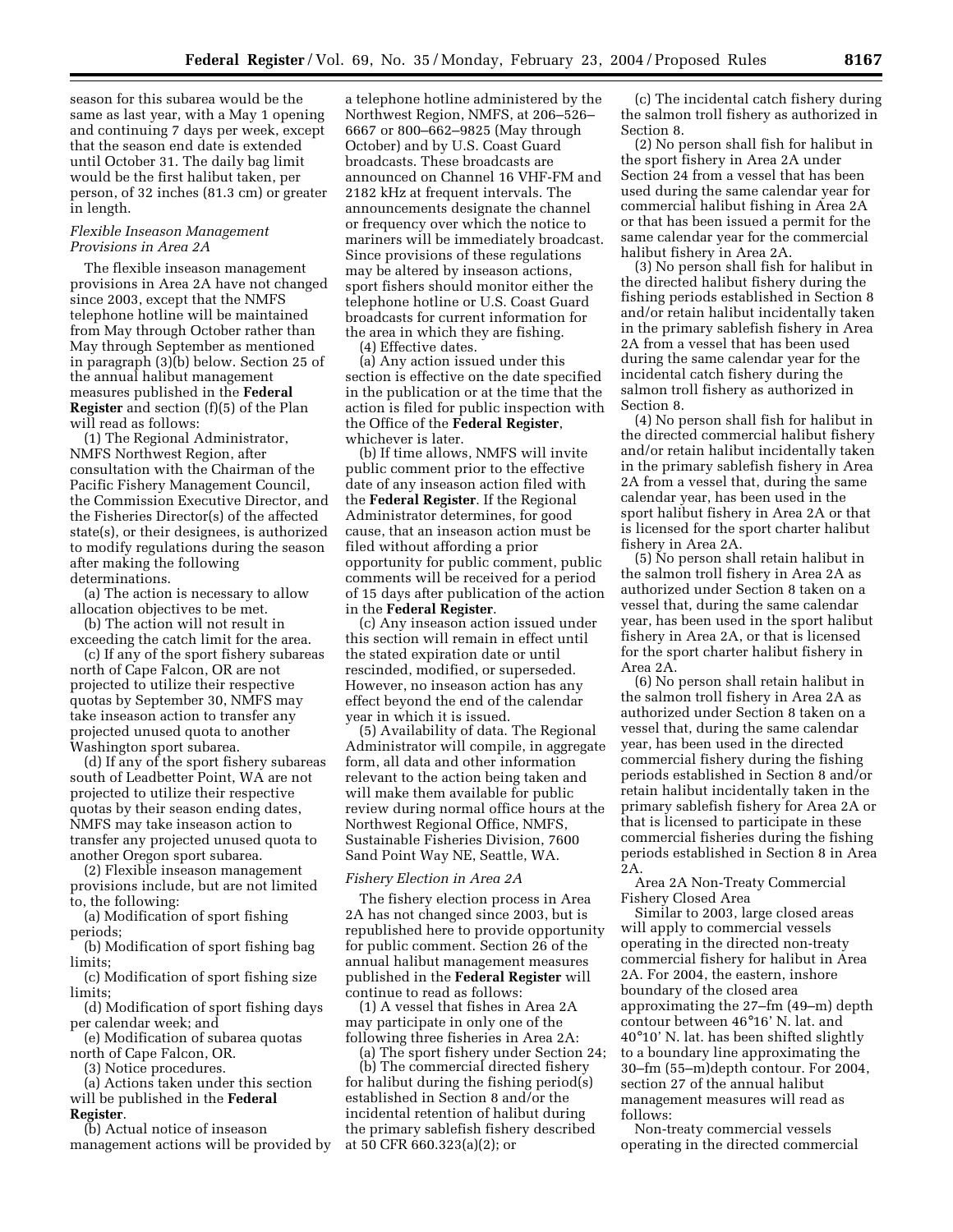season for this subarea would be the same as last year, with a May 1 opening and continuing 7 days per week, except that the season end date is extended until October 31. The daily bag limit would be the first halibut taken, per person, of 32 inches (81.3 cm) or greater in length.

*Flexible Inseason Management Provisions in Area 2A*

The flexible inseason management provisions in Area 2A have not changed since 2003, except that the NMFS telephone hotline will be maintained from May through October rather than May through September as mentioned in paragraph (3)(b) below. Section 25 of the annual halibut management measures published in the **Federal Register** and section (f)(5) of the Plan will read as follows:

(1) The Regional Administrator, NMFS Northwest Region, after consultation with the Chairman of the Pacific Fishery Management Council, the Commission Executive Director, and the Fisheries Director(s) of the affected state(s), or their designees, is authorized to modify regulations during the season after making the following determinations.

(a) The action is necessary to allow allocation objectives to be met.

(b) The action will not result in exceeding the catch limit for the area.

(c) If any of the sport fishery subareas north of Cape Falcon, OR are not projected to utilize their respective quotas by September 30, NMFS may take inseason action to transfer any projected unused quota to another Washington sport subarea.

(d) If any of the sport fishery subareas south of Leadbetter Point, WA are not projected to utilize their respective quotas by their season ending dates, NMFS may take inseason action to transfer any projected unused quota to another Oregon sport subarea.

(2) Flexible inseason management provisions include, but are not limited to, the following:

(a) Modification of sport fishing periods;

(b) Modification of sport fishing bag limits;

(c) Modification of sport fishing size limits;

(d) Modification of sport fishing days per calendar week; and

(e) Modification of subarea quotas north of Cape Falcon, OR.

(3) Notice procedures.

(a) Actions taken under this section will be published in the **Federal Register**.

(b) Actual notice of inseason management actions will be provided by a telephone hotline administered by the Northwest Region, NMFS, at 206–526–6667 or 800–662–9825 (May through October) and by U.S. Coast Guard broadcasts. These broadcasts are announced on Channel 16 VHF-FM and 2182 kHz at frequent intervals. The announcements designate the channel or frequency over which the notice to mariners will be immediately broadcast. Since provisions of these regulations may be altered by inseason actions, sport fishers should monitor either the telephone hotline or U.S. Coast Guard broadcasts for current information for the area in which they are fishing.

(4) Effective dates.

(a) Any action issued under this section is effective on the date specified in the publication or at the time that the action is filed for public inspection with the Office of the **Federal Register**, whichever is later.

(b) If time allows, NMFS will invite public comment prior to the effective date of any inseason action filed with the **Federal Register**. If the Regional Administrator determines, for good cause, that an inseason action must be filed without affording a prior opportunity for public comment, public comments will be received for a period of 15 days after publication of the action in the **Federal Register**.

(c) Any inseason action issued under this section will remain in effect until the stated expiration date or until rescinded, modified, or superseded. However, no inseason action has any effect beyond the end of the calendar year in which it is issued.

(5) Availability of data. The Regional Administrator will compile, in aggregate form, all data and other information relevant to the action being taken and will make them available for public review during normal office hours at the Northwest Regional Office, NMFS, Sustainable Fisheries Division, 7600 Sand Point Way NE, Seattle, WA.

*Fishery Election in Area 2A*

The fishery election process in Area 2A has not changed since 2003, but is republished here to provide opportunity for public comment. Section 26 of the annual halibut management measures published in the **Federal Register** will continue to read as follows:

(1) A vessel that fishes in Area 2A may participate in only one of the following three fisheries in Area 2A:

(a) The sport fishery under Section 24;

(b) The commercial directed fishery for halibut during the fishing period(s) established in Section 8 and/or the incidental retention of halibut during the primary sablefish fishery described at 50 CFR 660.323(a)(2); or

(c) The incidental catch fishery during the salmon troll fishery as authorized in Section 8.

(2) No person shall fish for halibut in the sport fishery in Area 2A under Section 24 from a vessel that has been used during the same calendar year for commercial halibut fishing in Area 2A or that has been issued a permit for the same calendar year for the commercial halibut fishery in Area 2A.

(3) No person shall fish for halibut in the directed halibut fishery during the fishing periods established in Section 8 and/or retain halibut incidentally taken in the primary sablefish fishery in Area 2A from a vessel that has been used during the same calendar year for the incidental catch fishery during the salmon troll fishery as authorized in Section 8.

(4) No person shall fish for halibut in the directed commercial halibut fishery and/or retain halibut incidentally taken in the primary sablefish fishery in Area 2A from a vessel that, during the same calendar year, has been used in the sport halibut fishery in Area 2A or that is licensed for the sport charter halibut fishery in Area 2A.

(5) No person shall retain halibut in the salmon troll fishery in Area 2A as authorized under Section 8 taken on a vessel that, during the same calendar year, has been used in the sport halibut fishery in Area 2A, or that is licensed for the sport charter halibut fishery in Area 2A.

(6) No person shall retain halibut in the salmon troll fishery in Area 2A as authorized under Section 8 taken on a vessel that, during the same calendar year, has been used in the directed commercial fishery during the fishing periods established in Section 8 and/or retain halibut incidentally taken in the primary sablefish fishery for Area 2A or that is licensed to participate in these commercial fisheries during the fishing periods established in Section 8 in Area 2A.

Area 2A Non-Treaty Commercial Fishery Closed Area

Similar to 2003, large closed areas will apply to commercial vessels operating in the directed non-treaty commercial fishery for halibut in Area 2A. For 2004, the eastern, inshore boundary of the closed area approximating the 27–fm (49–m) depth contour between 46°16' N. lat. and 40°10' N. lat. has been shifted slightly to a boundary line approximating the 30–fm (55–m)depth contour. For 2004, section 27 of the annual halibut management measures will read as follows:

Non-treaty commercial vessels operating in the directed commercial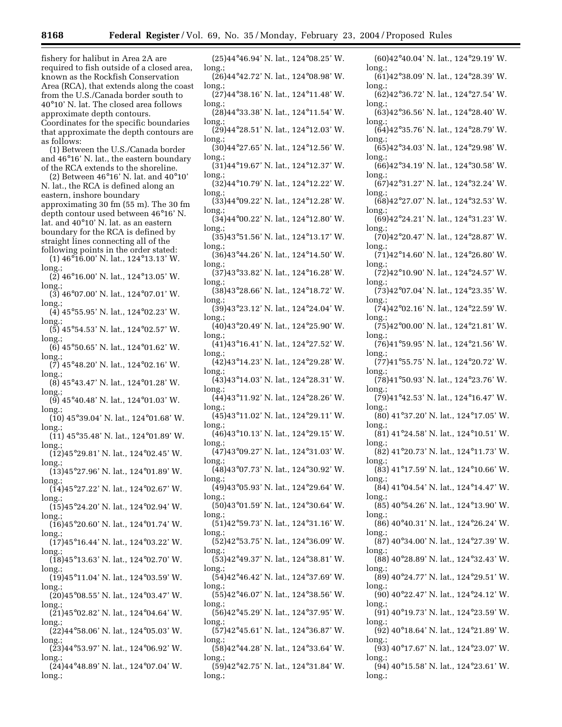fishery for halibut in Area 2A are required to fish outside of a closed area, known as the Rockfish Conservation Area (RCA), that extends along the coast from the U.S./Canada border south to 40°10' N. lat. The closed area follows approximate depth contours. Coordinates for the specific boundaries that approximate the depth contours are as follows:

(1) Between the U.S./Canada border and 46°16' N. lat., the eastern boundary of the RCA extends to the shoreline.

(2) Between 46°16' N. lat. and 40°10' N. lat., the RCA is defined along an eastern, inshore boundary approximating 30 fm (55 m). The 30 fm depth contour used between 46°16' N. lat. and 40°10' N. lat. as an eastern boundary for the RCA is defined by straight lines connecting all of the following points in the order stated:

(1) 46°16.00' N. lat., 124°13.13' W. long.;

(2) 46°16.00' N. lat., 124°13.05' W. long.;

(3) 46°07.00' N. lat., 124°07.01' W. long.;

(4) 45°55.95' N. lat., 124°02.23' W. long.;

(5) 45°54.53' N. lat., 124°02.57' W. long.;

(6) 45°50.65' N. lat., 124°01.62' W. long.;

(7) 45°48.20' N. lat., 124°02.16' W. long.;

(8) 45°43.47' N. lat., 124°01.28' W. long.;

(9) 45°40.48' N. lat., 124°01.03' W. long.;

(10) 45°39.04' N. lat., 124°01.68' W. long.;

(11) 45°35.48' N. lat., 124°01.89' W. long.;

(12)45°29.81' N. lat., 124°02.45' W. long.;

(13)45°27.96' N. lat., 124°01.89' W. long.;

(14)45°27.22' N. lat., 124°02.67' W. long.;

(15)45°24.20' N. lat., 124°02.94' W. long.;

(16)45°20.60' N. lat., 124°01.74' W. long.;

(17)45°16.44' N. lat., 124°03.22' W. long.;

(18)45°13.63' N. lat., 124°02.70' W. long.;

(19)45°11.04' N. lat., 124°03.59' W. long.;

(20)45°08.55' N. lat., 124°03.47' W. long.;

(21)45°02.82' N. lat., 124°04.64' W. long.;

(22)44°58.06' N. lat., 124°05.03' W. long.;

(23)44°53.97' N. lat., 124°06.92' W. long.;

(24)44°48.89' N. lat., 124°07.04' W. long.;

(25)44°46.94' N. lat., 124°08.25' W. long.;

(26)44°42.72' N. lat., 124°08.98' W. long.;

(27)44°38.16' N. lat., 124°11.48' W. long.;

(28)44°33.38' N. lat., 124°11.54' W. long.;

(29)44°28.51' N. lat., 124°12.03' W. long.;

(30)44°27.65' N. lat., 124°12.56' W. long.;

(31)44°19.67' N. lat., 124°12.37' W. long.;

(32)44°10.79' N. lat., 124°12.22' W. long.;

(33)44°09.22' N. lat., 124°12.28' W. long.;

(34)44°00.22' N. lat., 124°12.80' W. long.;

(35)43°51.56' N. lat., 124°13.17' W. long.;

(36)43°44.26' N. lat., 124°14.50' W. long.;

(37)43°33.82' N. lat., 124°16.28' W. long.;

(38)43°28.66' N. lat., 124°18.72' W. long.;

(39)43°23.12' N. lat., 124°24.04' W. long.;

(40)43°20.49' N. lat., 124°25.90' W. long.;

(41)43°16.41' N. lat., 124°27.52' W. long.;

(42)43°14.23' N. lat., 124°29.28' W. long.;

(43)43°14.03' N. lat., 124°28.31' W. long.;

(44)43°11.92' N. lat., 124°28.26' W. long.;

(45)43°11.02' N. lat., 124°29.11' W. long.;

(46)43°10.13' N. lat., 124°29.15' W. long.;

(47)43°09.27' N. lat., 124°31.03' W. long.;

(48)43°07.73' N. lat., 124°30.92' W. long.;

(49)43°05.93' N. lat., 124°29.64' W. long.;

(50)43°01.59' N. lat., 124°30.64' W. long.;

(51)42°59.73' N. lat., 124°31.16' W. long.;

(52)42°53.75' N. lat., 124°36.09' W. long.;

(53)42°49.37' N. lat., 124°38.81' W. long.;

(54)42°46.42' N. lat., 124°37.69' W. long.;

(55)42°46.07' N. lat., 124°38.56' W. long.;

(56)42°45.29' N. lat., 124°37.95' W. long.;

(57)42°45.61' N. lat., 124°36.87' W. long.;

(58)42°44.28' N. lat., 124°33.64' W. long.;

(59)42°42.75' N. lat., 124°31.84' W. long.;

(60)42°40.04' N. lat., 124°29.19' W. long.;

(61)42°38.09' N. lat., 124°28.39' W. long.;

(62)42°36.72' N. lat., 124°27.54' W. long.;

(63)42°36.56' N. lat., 124°28.40' W. long.;

(64)42°35.76' N. lat., 124°28.79' W. long.;

(65)42°34.03' N. lat., 124°29.98' W. long.;

(66)42°34.19' N. lat., 124°30.58' W. long.;

(67)42°31.27' N. lat., 124°32.24' W. long.;

(68)42°27.07' N. lat., 124°32.53' W. long.;

(69)42°24.21' N. lat., 124°31.23' W. long.;

(70)42°20.47' N. lat., 124°28.87' W. long.;

(71)42°14.60' N. lat., 124°26.80' W. long.;

(72)42°10.90' N. lat., 124°24.57' W. long.;

(73)42°07.04' N. lat., 124°23.35' W. long.;

(74)42°02.16' N. lat., 124°22.59' W. long.;

(75)42°00.00' N. lat., 124°21.81' W. long.;

(76)41°59.95' N. lat., 124°21.56' W. long.;

(77)41°55.75' N. lat., 124°20.72' W. long.;

(78)41°50.93' N. lat., 124°23.76' W. long.;

(79)41°42.53' N. lat., 124°16.47' W. long.;

(80) 41°37.20' N. lat., 124°17.05' W. long.;

(81) 41°24.58' N. lat., 124°10.51' W. long.;

(82) 41°20.73' N. lat., 124°11.73' W. long.;

(83) 41°17.59' N. lat., 124°10.66' W. long.;

(84) 41°04.54' N. lat., 124°14.47' W. long.;

(85) 40°54.26' N. lat., 124°13.90' W. long.;

(86) 40°40.31' N. lat., 124°26.24' W. long.;

(87) 40°34.00' N. lat., 124°27.39' W. long.;

(88) 40°28.89' N. lat., 124°32.43' W. long.;

(89) 40°24.77' N. lat., 124°29.51' W. long.;

(90) 40°22.47' N. lat., 124°24.12' W. long.;

(91) 40°19.73' N. lat., 124°23.59' W. long.;

(92) 40°18.64' N. lat., 124°21.89' W. long.;

(93) 40°17.67' N. lat., 124°23.07' W. long.;

(94) 40°15.58' N. lat., 124°23.61' W. long.;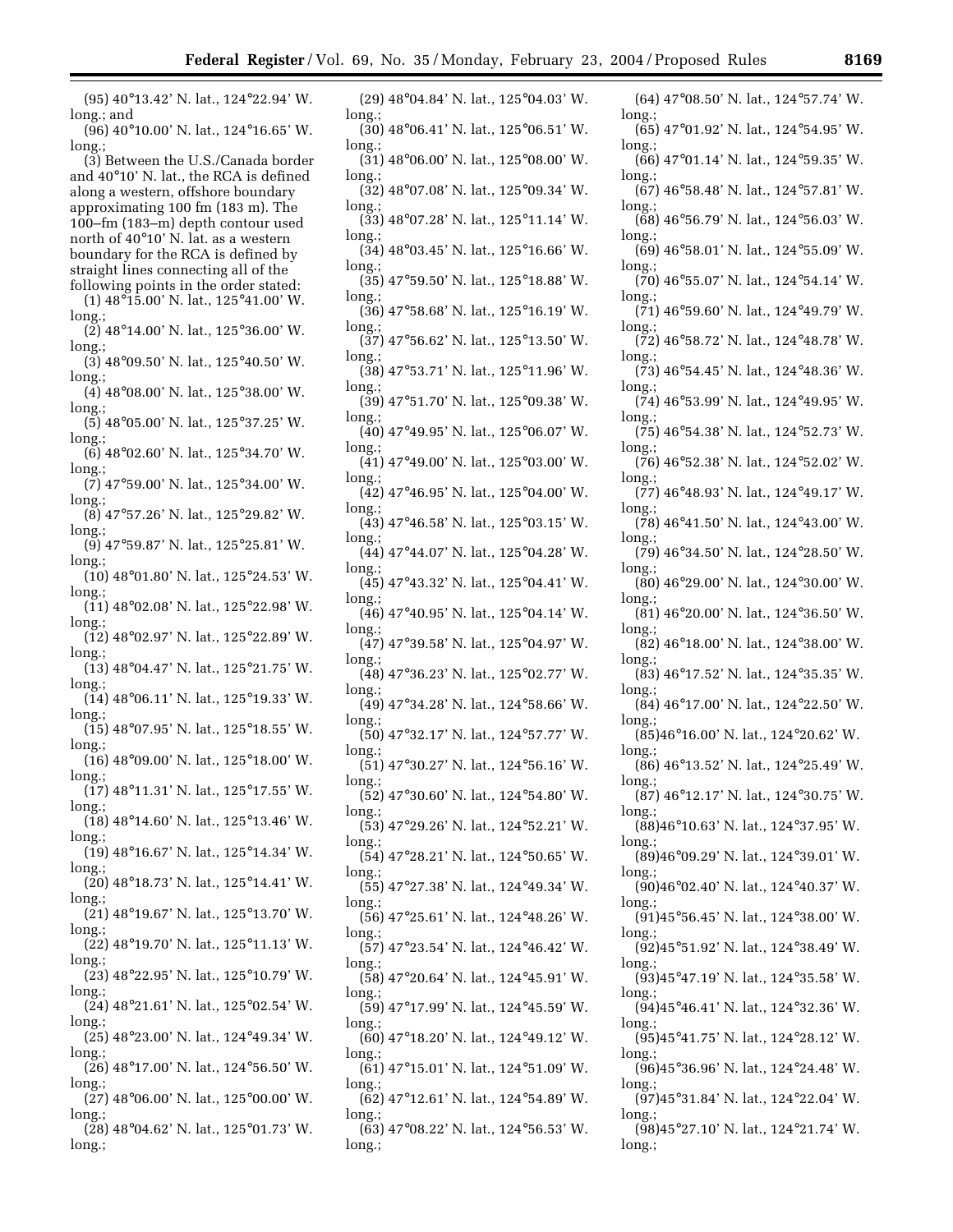(95) 40°13.42' N. lat., 124°22.94' W. long.; and

(96) 40°10.00' N. lat., 124°16.65' W. long.;

(3) Between the U.S./Canada border and 40°10' N. lat., the RCA is defined along a western, offshore boundary approximating 100 fm (183 m). The 100–fm (183–m) depth contour used north of 40°10' N. lat. as a western boundary for the RCA is defined by straight lines connecting all of the following points in the order stated:

(1) 48°15.00' N. lat., 125°41.00' W. long.;

(2) 48°14.00' N. lat., 125°36.00' W. long.;

(3) 48°09.50' N. lat., 125°40.50' W. long.;

(4) 48°08.00' N. lat., 125°38.00' W. long.;

(5) 48°05.00' N. lat., 125°37.25' W. long.;

(6) 48°02.60' N. lat., 125°34.70' W. long.;

(7) 47°59.00' N. lat., 125°34.00' W. long.;

(8) 47°57.26' N. lat., 125°29.82' W. long.;

(9) 47°59.87' N. lat., 125°25.81' W. long.;

(10) 48°01.80' N. lat., 125°24.53' W. long.;

(11) 48°02.08' N. lat., 125°22.98' W. long.;

(12) 48°02.97' N. lat., 125°22.89' W. long.;

(13) 48°04.47' N. lat., 125°21.75' W. long.;

(14) 48°06.11' N. lat., 125°19.33' W. long.;

(15) 48°07.95' N. lat., 125°18.55' W. long.;

(16) 48°09.00' N. lat., 125°18.00' W. long.;

(17) 48°11.31' N. lat., 125°17.55' W. long.;

(18) 48°14.60' N. lat., 125°13.46' W. long.;

(19) 48°16.67' N. lat., 125°14.34' W. long.;

(20) 48°18.73' N. lat., 125°14.41' W. long.;

(21) 48°19.67' N. lat., 125°13.70' W. long.;

(22) 48°19.70' N. lat., 125°11.13' W. long.;

(23) 48°22.95' N. lat., 125°10.79' W. long.;

(24) 48°21.61' N. lat., 125°02.54' W. long.;

(25) 48°23.00' N. lat., 124°49.34' W. long.;

(26) 48°17.00' N. lat., 124°56.50' W. long.;

(27) 48°06.00' N. lat., 125°00.00' W. long.;

(28) 48°04.62' N. lat., 125°01.73' W. long.;

(29) 48°04.84' N. lat., 125°04.03' W. long.;

(30) 48°06.41' N. lat., 125°06.51' W. long.;

(31) 48°06.00' N. lat., 125°08.00' W. long.;

(32) 48°07.08' N. lat., 125°09.34' W. long.;

(33) 48°07.28' N. lat., 125°11.14' W. long.;

(34) 48°03.45' N. lat., 125°16.66' W. long.;

(35) 47°59.50' N. lat., 125°18.88' W. long.;

(36) 47°58.68' N. lat., 125°16.19' W. long.;

(37) 47°56.62' N. lat., 125°13.50' W. long.;

(38) 47°53.71' N. lat., 125°11.96' W. long.;

(39) 47°51.70' N. lat., 125°09.38' W. long.;

(40) 47°49.95' N. lat., 125°06.07' W. long.;

(41) 47°49.00' N. lat., 125°03.00' W. long.;

(42) 47°46.95' N. lat., 125°04.00' W. long.;

(43) 47°46.58' N. lat., 125°03.15' W. long.;

(44) 47°44.07' N. lat., 125°04.28' W. long.;

(45) 47°43.32' N. lat., 125°04.41' W. long.;

(46) 47°40.95' N. lat., 125°04.14' W. long.;

(47) 47°39.58' N. lat., 125°04.97' W. long.;

(48) 47°36.23' N. lat., 125°02.77' W. long.;

(49) 47°34.28' N. lat., 124°58.66' W. long.;

(50) 47°32.17' N. lat., 124°57.77' W. long.;

(51) 47°30.27' N. lat., 124°56.16' W. long.;

(52) 47°30.60' N. lat., 124°54.80' W. long.;

(53) 47°29.26' N. lat., 124°52.21' W. long.;

(54) 47°28.21' N. lat., 124°50.65' W. long.;

(55) 47°27.38' N. lat., 124°49.34' W. long.;

(56) 47°25.61' N. lat., 124°48.26' W. long.;

(57) 47°23.54' N. lat., 124°46.42' W. long.;

(58) 47°20.64' N. lat., 124°45.91' W. long.;

(59) 47°17.99' N. lat., 124°45.59' W. long.;

(60) 47°18.20' N. lat., 124°49.12' W. long.;

(61) 47°15.01' N. lat., 124°51.09' W. long.;

(62) 47°12.61' N. lat., 124°54.89' W. long.;

(63) 47°08.22' N. lat., 124°56.53' W. long.;

(64) 47°08.50' N. lat., 124°57.74' W. long.;

(65) 47°01.92' N. lat., 124°54.95' W. long.;

(66) 47°01.14' N. lat., 124°59.35' W. long.;

(67) 46°58.48' N. lat., 124°57.81' W. long.;

(68) 46°56.79' N. lat., 124°56.03' W. long.;

(69) 46°58.01' N. lat., 124°55.09' W. long.;

(70) 46°55.07' N. lat., 124°54.14' W. long.;

(71) 46°59.60' N. lat., 124°49.79' W. long.;

(72) 46°58.72' N. lat., 124°48.78' W. long.;

(73) 46°54.45' N. lat., 124°48.36' W. long.;

(74) 46°53.99' N. lat., 124°49.95' W. long.;

(75) 46°54.38' N. lat., 124°52.73' W. long.;

(76) 46°52.38' N. lat., 124°52.02' W. long.;

(77) 46°48.93' N. lat., 124°49.17' W. long.;

(78) 46°41.50' N. lat., 124°43.00' W. long.;

(79) 46°34.50' N. lat., 124°28.50' W. long.;

(80) 46°29.00' N. lat., 124°30.00' W. long.;

(81) 46°20.00' N. lat., 124°36.50' W. long.;

(82) 46°18.00' N. lat., 124°38.00' W. long.;

(83) 46°17.52' N. lat., 124°35.35' W. long.;

(84) 46°17.00' N. lat., 124°22.50' W. long.;

(85)46°16.00' N. lat., 124°20.62' W. long.;

(86) 46°13.52' N. lat., 124°25.49' W. long.;

(87) 46°12.17' N. lat., 124°30.75' W. long.;

(88)46°10.63' N. lat., 124°37.95' W. long.;

(89)46°09.29' N. lat., 124°39.01' W. long.;

(90)46°02.40' N. lat., 124°40.37' W. long.;

(91)45°56.45' N. lat., 124°38.00' W. long.;

(92)45°51.92' N. lat., 124°38.49' W. long.;

(93)45°47.19' N. lat., 124°35.58' W. long.;

(94)45°46.41' N. lat., 124°32.36' W. long.;

(95)45°41.75' N. lat., 124°28.12' W. long.;

(96)45°36.96' N. lat., 124°24.48' W. long.;

(97)45°31.84' N. lat., 124°22.04' W. long.;

(98)45°27.10' N. lat., 124°21.74' W. long.;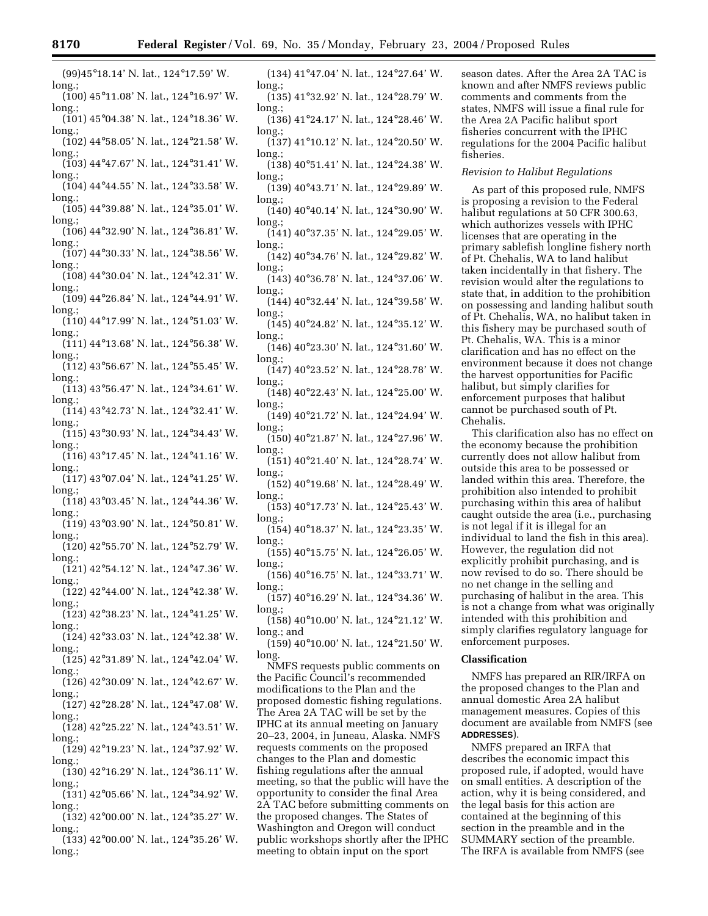(99)45°18.14' N. lat., 124°17.59' W. long.;

(100) 45°11.08' N. lat., 124°16.97' W. long.;

(101) 45°04.38' N. lat., 124°18.36' W. long.;

(102) 44°58.05' N. lat., 124°21.58' W. long.;

(103) 44°47.67' N. lat., 124°31.41' W. long.;

(104) 44°44.55' N. lat., 124°33.58' W. long.;

(105) 44°39.88' N. lat., 124°35.01' W. long.;

(106) 44°32.90' N. lat., 124°36.81' W. long.;

(107) 44°30.33' N. lat., 124°38.56' W. long.;

(108) 44°30.04' N. lat., 124°42.31' W. long.;

(109) 44°26.84' N. lat., 124°44.91' W. long.;

(110) 44°17.99' N. lat., 124°51.03' W. long.;

(111) 44°13.68' N. lat., 124°56.38' W. long.;

(112) 43°56.67' N. lat., 124°55.45' W. long.;

(113) 43°56.47' N. lat., 124°34.61' W. long.;

(114) 43°42.73' N. lat., 124°32.41' W. long.;

(115) 43°30.93' N. lat., 124°34.43' W. long.;

(116) 43°17.45' N. lat., 124°41.16' W. long.;

(117) 43°07.04' N. lat., 124°41.25' W. long.;

(118) 43°03.45' N. lat., 124°44.36' W. long.;

(119) 43°03.90' N. lat., 124°50.81' W. long.;

(120) 42°55.70' N. lat., 124°52.79' W. long.;

(121) 42°54.12' N. lat., 124°47.36' W. long.;

(122) 42°44.00' N. lat., 124°42.38' W. long.;

(123) 42°38.23' N. lat., 124°41.25' W. long.;

(124) 42°33.03' N. lat., 124°42.38' W. long.;

(125) 42°31.89' N. lat., 124°42.04' W. long.;

(126) 42°30.09' N. lat., 124°42.67' W. long.;

(127) 42°28.28' N. lat., 124°47.08' W. long.;

(128) 42°25.22' N. lat., 124°43.51' W. long.;

(129) 42°19.23' N. lat., 124°37.92' W. long.;

(130) 42°16.29' N. lat., 124°36.11' W. long.;

(131) 42°05.66' N. lat., 124°34.92' W. long.;

(132) 42°00.00' N. lat., 124°35.27' W. long.;

(133) 42°00.00' N. lat., 124°35.26' W. long.;

(134) 41°47.04' N. lat., 124°27.64' W. long.;

(135) 41°32.92' N. lat., 124°28.79' W. long.;

(136) 41°24.17' N. lat., 124°28.46' W. long.;

(137) 41°10.12' N. lat., 124°20.50' W. long.;

(138) 40°51.41' N. lat., 124°24.38' W. long.;

(139) 40°43.71' N. lat., 124°29.89' W. long.;

(140) 40°40.14' N. lat., 124°30.90' W. long.;

(141) 40°37.35' N. lat., 124°29.05' W. long.;

(142) 40°34.76' N. lat., 124°29.82' W. long.;

(143) 40°36.78' N. lat., 124°37.06' W. long.;

(144) 40°32.44' N. lat., 124°39.58' W. long.;

(145) 40°24.82' N. lat., 124°35.12' W. long.;

(146) 40°23.30' N. lat., 124°31.60' W. long.;

(147) 40°23.52' N. lat., 124°28.78' W. long.;

(148) 40°22.43' N. lat., 124°25.00' W. long.;

(149) 40°21.72' N. lat., 124°24.94' W. long.;

(150) 40°21.87' N. lat., 124°27.96' W. long.;

(151) 40°21.40' N. lat., 124°28.74' W. long.;

(152) 40°19.68' N. lat., 124°28.49' W. long.;

(153) 40°17.73' N. lat., 124°25.43' W. long.;

(154) 40°18.37' N. lat., 124°23.35' W. long.;

(155) 40°15.75' N. lat., 124°26.05' W. long.;

(156) 40°16.75' N. lat., 124°33.71' W. long.;

(157) 40°16.29' N. lat., 124°34.36' W. long.;

(158) 40°10.00' N. lat., 124°21.12' W. long.; and

(159) 40°10.00' N. lat., 124°21.50' W. long.

NMFS requests public comments on the Pacific Council's recommended modifications to the Plan and the proposed domestic fishing regulations. The Area 2A TAC will be set by the IPHC at its annual meeting on January 20–23, 2004, in Juneau, Alaska. NMFS requests comments on the proposed changes to the Plan and domestic fishing regulations after the annual meeting, so that the public will have the opportunity to consider the final Area 2A TAC before submitting comments on the proposed changes. The States of Washington and Oregon will conduct public workshops shortly after the IPHC meeting to obtain input on the sport season dates. After the Area 2A TAC is known and after NMFS reviews public comments and comments from the states, NMFS will issue a final rule for the Area 2A Pacific halibut sport fisheries concurrent with the IPHC regulations for the 2004 Pacific halibut fisheries.

*Revision to Halibut Regulations*

As part of this proposed rule, NMFS is proposing a revision to the Federal halibut regulations at 50 CFR 300.63, which authorizes vessels with IPHC licenses that are operating in the primary sablefish longline fishery north of Pt. Chehalis, WA to land halibut taken incidentally in that fishery. The revision would alter the regulations to state that, in addition to the prohibition on possessing and landing halibut south of Pt. Chehalis, WA, no halibut taken in this fishery may be purchased south of Pt. Chehalis, WA. This is a minor clarification and has no effect on the environment because it does not change the harvest opportunities for Pacific halibut, but simply clarifies for enforcement purposes that halibut cannot be purchased south of Pt. Chehalis.

This clarification also has no effect on the economy because the prohibition currently does not allow halibut from outside this area to be possessed or landed within this area. Therefore, the prohibition also intended to prohibit purchasing within this area of halibut caught outside the area (i.e., purchasing is not legal if it is illegal for an individual to land the fish in this area). However, the regulation did not explicitly prohibit purchasing, and is now revised to do so. There should be no net change in the selling and purchasing of halibut in the area. This is not a change from what was originally intended with this prohibition and simply clarifies regulatory language for enforcement purposes.

**Classification**

NMFS has prepared an RIR/IRFA on the proposed changes to the Plan and annual domestic Area 2A halibut management measures. Copies of this document are available from NMFS (see **ADDRESSES**).

NMFS prepared an IRFA that describes the economic impact this proposed rule, if adopted, would have on small entities. A description of the action, why it is being considered, and the legal basis for this action are contained at the beginning of this section in the preamble and in the SUMMARY section of the preamble. The IRFA is available from NMFS (see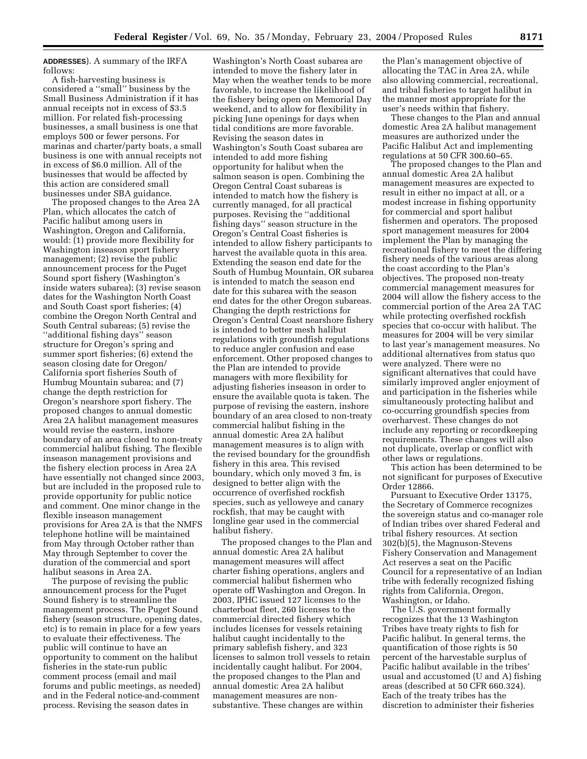**ADDRESSES**). A summary of the IRFA follows:

A fish-harvesting business is considered a ''small'' business by the Small Business Administration if it has annual receipts not in excess of $3.5 million. For related fish-processing businesses, a small business is one that employs 500 or fewer persons. For marinas and charter/party boats, a small business is one with annual receipts not in excess of $6.0 million. All of the businesses that would be affected by this action are considered small businesses under SBA guidance.

The proposed changes to the Area 2A Plan, which allocates the catch of Pacific halibut among users in Washington, Oregon and California, would: (1) provide more flexibility for Washington inseason sport fishery management; (2) revise the public announcement process for the Puget Sound sport fishery (Washington's inside waters subarea); (3) revise season dates for the Washington North Coast and South Coast sport fisheries; (4) combine the Oregon North Central and South Central subareas; (5) revise the ''additional fishing days'' season structure for Oregon's spring and summer sport fisheries; (6) extend the season closing date for Oregon/California sport fisheries South of Humbug Mountain subarea; and (7) change the depth restriction for Oregon's nearshore sport fishery. The proposed changes to annual domestic Area 2A halibut management measures would revise the eastern, inshore boundary of an area closed to non-treaty commercial halibut fishing. The flexible inseason management provisions and the fishery election process in Area 2A have essentially not changed since 2003, but are included in the proposed rule to provide opportunity for public notice and comment. One minor change in the flexible inseason management provisions for Area 2A is that the NMFS telephone hotline will be maintained from May through October rather than May through September to cover the duration of the commercial and sport halibut seasons in Area 2A.

The purpose of revising the public announcement process for the Puget Sound fishery is to streamline the management process. The Puget Sound fishery (season structure, opening dates, etc) is to remain in place for a few years to evaluate their effectiveness. The public will continue to have an opportunity to comment on the halibut fisheries in the state-run public comment process (email and mail forums and public meetings, as needed) and in the Federal notice-and-comment process. Revising the season dates in Washington's North Coast subarea are intended to move the fishery later in May when the weather tends to be more favorable, to increase the likelihood of the fishery being open on Memorial Day weekend, and to allow for flexibility in picking June openings for days when tidal conditions are more favorable. Revising the season dates in Washington's South Coast subarea are intended to add more fishing opportunity for halibut when the salmon season is open. Combining the Oregon Central Coast subareas is intended to match how the fishery is currently managed, for all practical purposes. Revising the ''additional fishing days'' season structure in the Oregon's Central Coast fisheries is intended to allow fishery participants to harvest the available quota in this area. Extending the season end date for the South of Humbug Mountain, OR subarea is intended to match the season end date for this subarea with the season end dates for the other Oregon subareas. Changing the depth restrictions for Oregon's Central Coast nearshore fishery is intended to better mesh halibut regulations with groundfish regulations to reduce angler confusion and ease enforcement. Other proposed changes to the Plan are intended to provide managers with more flexibility for adjusting fisheries inseason in order to ensure the available quota is taken. The purpose of revising the eastern, inshore boundary of an area closed to non-treaty commercial halibut fishing in the annual domestic Area 2A halibut management measures is to align with the revised boundary for the groundfish fishery in this area. This revised boundary, which only moved 3 fm, is designed to better align with the occurrence of overfished rockfish species, such as yelloweye and canary rockfish, that may be caught with longline gear used in the commercial halibut fishery.

The proposed changes to the Plan and annual domestic Area 2A halibut management measures will affect charter fishing operations, anglers and commercial halibut fishermen who operate off Washington and Oregon. In 2003, IPHC issued 127 licenses to the charterboat fleet, 260 licenses to the commercial directed fishery which includes licenses for vessels retaining halibut caught incidentally to the primary sablefish fishery, and 323 licenses to salmon troll vessels to retain incidentally caught halibut. For 2004, the proposed changes to the Plan and annual domestic Area 2A halibut management measures are non-substantive. These changes are within the Plan's management objective of allocating the TAC in Area 2A, while also allowing commercial, recreational, and tribal fisheries to target halibut in the manner most appropriate for the user's needs within that fishery.

These changes to the Plan and annual domestic Area 2A halibut management measures are authorized under the Pacific Halibut Act and implementing regulations at 50 CFR 300.60–65.

The proposed changes to the Plan and annual domestic Area 2A halibut management measures are expected to result in either no impact at all, or a modest increase in fishing opportunity for commercial and sport halibut fishermen and operators. The proposed sport management measures for 2004 implement the Plan by managing the recreational fishery to meet the differing fishery needs of the various areas along the coast according to the Plan's objectives. The proposed non-treaty commercial management measures for 2004 will allow the fishery access to the commercial portion of the Area 2A TAC while protecting overfished rockfish species that co-occur with halibut. The measures for 2004 will be very similar to last year's management measures. No additional alternatives from status quo were analyzed. There were no significant alternatives that could have similarly improved angler enjoyment of and participation in the fisheries while simultaneously protecting halibut and co-occurring groundfish species from overharvest. These changes do not include any reporting or recordkeeping requirements. These changes will also not duplicate, overlap or conflict with other laws or regulations.

This action has been determined to be not significant for purposes of Executive Order 12866.

Pursuant to Executive Order 13175, the Secretary of Commerce recognizes the sovereign status and co-manager role of Indian tribes over shared Federal and tribal fishery resources. At section 302(b)(5), the Magnuson-Stevens Fishery Conservation and Management Act reserves a seat on the Pacific Council for a representative of an Indian tribe with federally recognized fishing rights from California, Oregon, Washington, or Idaho.

The U.S. government formally recognizes that the 13 Washington Tribes have treaty rights to fish for Pacific halibut. In general terms, the quantification of those rights is 50 percent of the harvestable surplus of Pacific halibut available in the tribes' usual and accustomed (U and A) fishing areas (described at 50 CFR 660.324). Each of the treaty tribes has the discretion to administer their fisheries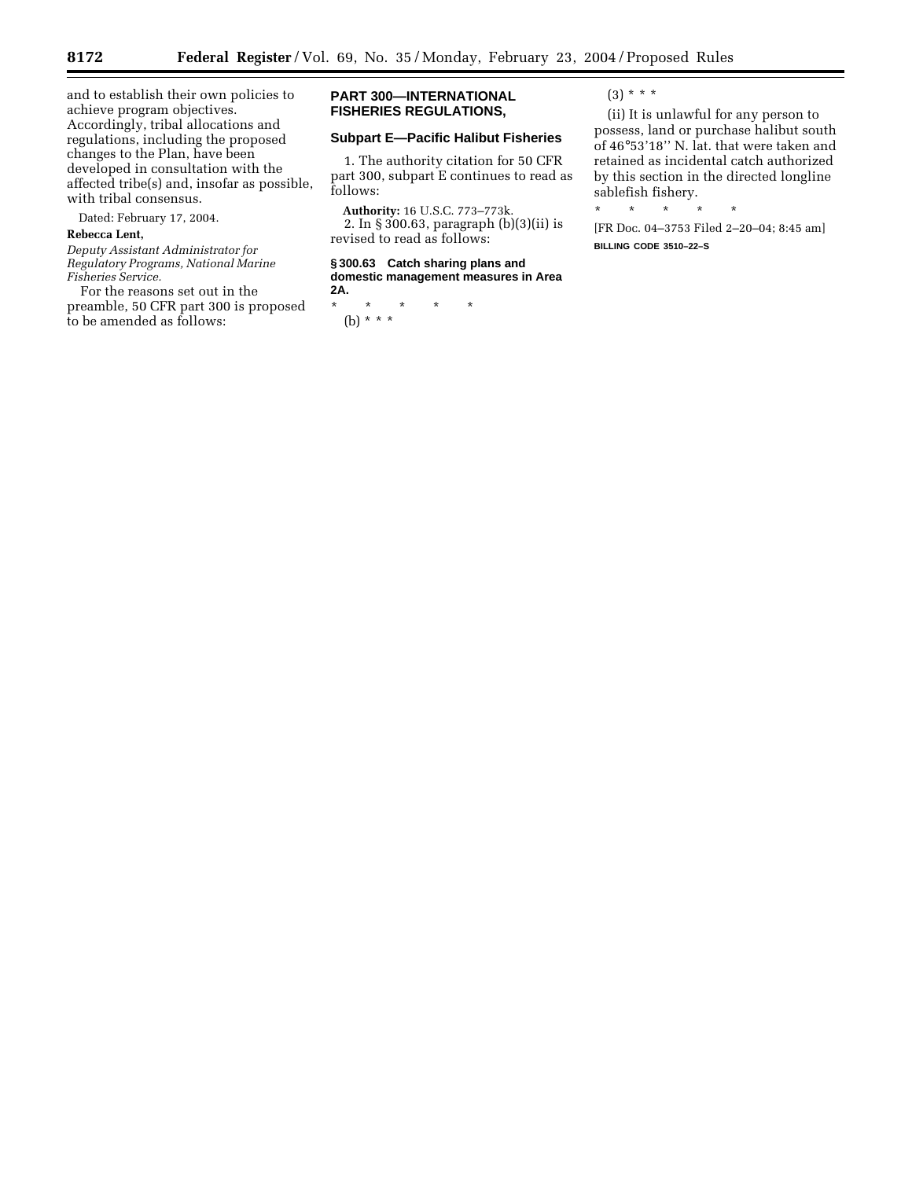and to establish their own policies to achieve program objectives. Accordingly, tribal allocations and regulations, including the proposed changes to the Plan, have been developed in consultation with the affected tribe(s) and, insofar as possible, with tribal consensus.

Dated: February 17, 2004.

**Rebecca Lent,**

*Deputy Assistant Administrator for Regulatory Programs, National Marine Fisheries Service.*

For the reasons set out in the preamble, 50 CFR part 300 is proposed to be amended as follows:

## PART 300—INTERNATIONAL FISHERIES REGULATIONS,

### Subpart E—Pacific Halibut Fisheries

1. The authority citation for 50 CFR part 300, subpart E continues to read as follows:

**Authority:** 16 U.S.C. 773–773k.

2. In § 300.63, paragraph (b)(3)(ii) is revised to read as follows:

**§ 300.63 Catch sharing plans and domestic management measures in Area 2A.**

\* \* \* \* \*

(b) \* \* \*

(3) \* \* \*

(ii) It is unlawful for any person to possess, land or purchase halibut south of 46°53'18'' N. lat. that were taken and retained as incidental catch authorized by this section in the directed longline sablefish fishery.

\* \* \* \* \*

[FR Doc. 04–3753 Filed 2–20–04; 8:45 am]

**BILLING CODE 3510–22–S**